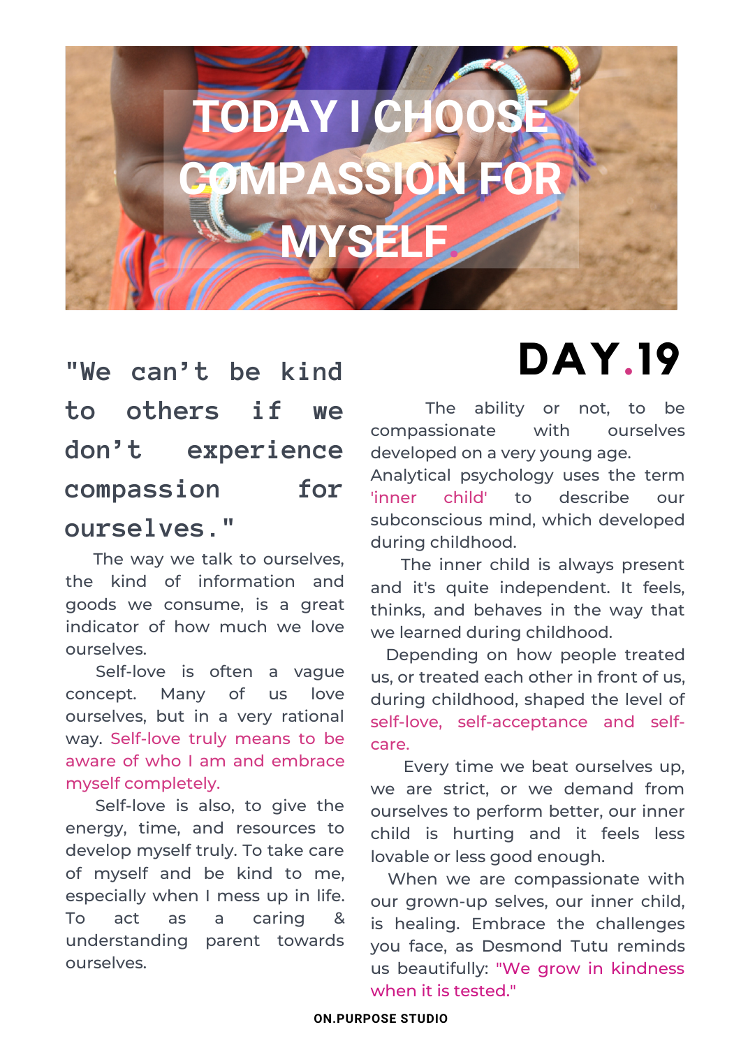# TODAY I CHOOSE COMPASSION FOR MYSELF.

## DAY.19

### "We can't be kind to others if we don't experience compassion for ourselves."

The way we talk to ourselves, the kind of information and goods we consume, is a great indicator of how much we love ourselves.

Self-love is often a vague concept. Many of us love ourselves, but in a very rational way. Self-love truly means to be aware of who I am and embrace myself completely.

Self-love is also, to give the energy, time, and resources to develop myself truly. To take care of myself and be kind to me, especially when I mess up in life. To act as a caring & understanding parent towards ourselves.

The ability or not, to be compassionate with ourselves developed on a very young age. Analytical psychology uses the term 'inner child' to describe our subconscious mind, which developed during childhood.

The inner child is always present and it's quite independent. It feels, thinks, and behaves in the way that we learned during childhood.

Depending on how people treated us, or treated each other in front of us, during childhood, shaped the level of self-love, self-acceptance and self-care.

Every time we beat ourselves up, we are strict, or we demand from ourselves to perform better, our inner child is hurting and it feels less lovable or less good enough.

When we are compassionate with our grown-up selves, our inner child, is healing. Embrace the challenges you face, as Desmond Tutu reminds us beautifully: "We grow in kindness when it is tested."

ON.PURPOSE STUDIO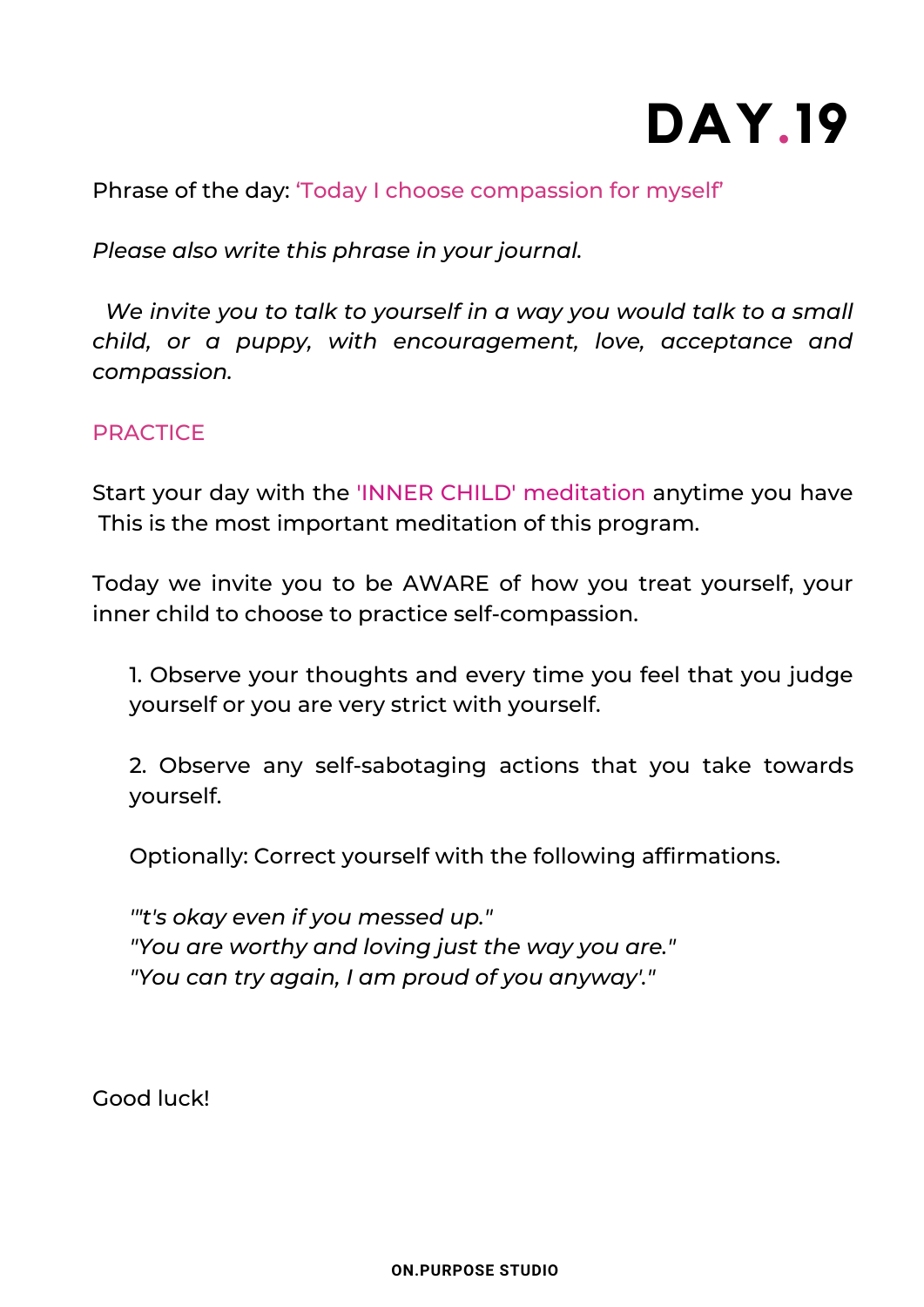# DAY.19

Phrase of the day: 'Today I choose compassion for myself'

*Please also write this phrase in your journal.*

*We invite you to talk to yourself in a way you would talk to a small child, or a puppy, with encouragement, love, acceptance and compassion.*

## PRACTICE

Start your day with the 'INNER CHILD' meditation anytime you have This is the most important meditation of this program.

Today we invite you to be AWARE of how you treat yourself, your inner child to choose to practice self-compassion.

1. Observe your thoughts and every time you feel that you judge yourself or you are very strict with yourself.

2. Observe any self-sabotaging actions that you take towards yourself.

Optionally: Correct yourself with the following affirmations.

*"'t's okay even if you messed up."*
*"You are worthy and loving just the way you are."*
*"You can try again, I am proud of you anyway'."*

Good luck!

**ON.PURPOSE STUDIO**